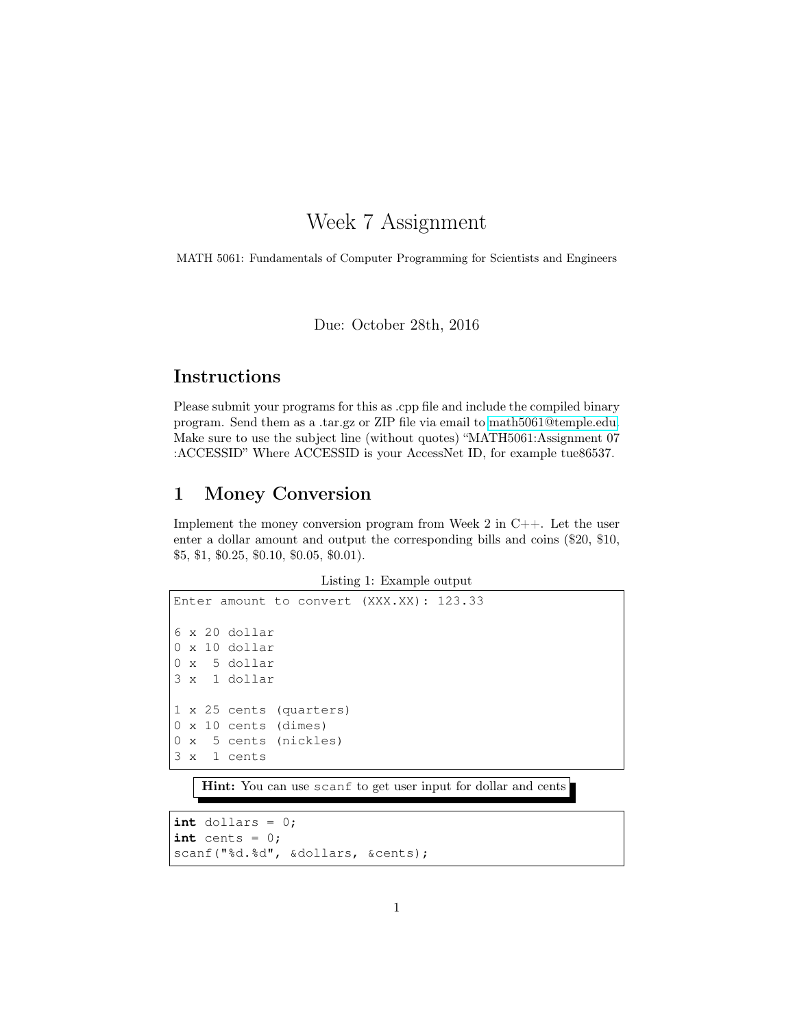# Week 7 Assignment

MATH 5061: Fundamentals of Computer Programming for Scientists and Engineers

Due: October 28th, 2016

## Instructions

Please submit your programs for this as .cpp file and include the compiled binary program. Send them as a .tar.gz or ZIP file via email to math5061@temple.edu. Make sure to use the subject line (without quotes) "MATH5061:Assignment 07 :ACCESSID" Where ACCESSID is your AccessNet ID, for example tue86537.

## 1 Money Conversion

Implement the money conversion program from Week 2 in C++. Let the user enter a dollar amount and output the corresponding bills and coins ($20, $10, $5, $1, $0.25, $0.10, $0.05, $0.01).

Listing 1: Example output

```
Enter amount to convert (XXX.XX): 123.33

6 x 20 dollar
0 x 10 dollar
0 x  5 dollar
3 x  1 dollar

1 x 25 cents (quarters)
0 x 10 cents (dimes)
0 x  5 cents (nickles)
3 x  1 cents
```

**Hint:** You can use `scanf` to get user input for dollar and cents

```
int dollars = 0;
int cents = 0;
scanf("%d.%d", &dollars, &cents);
```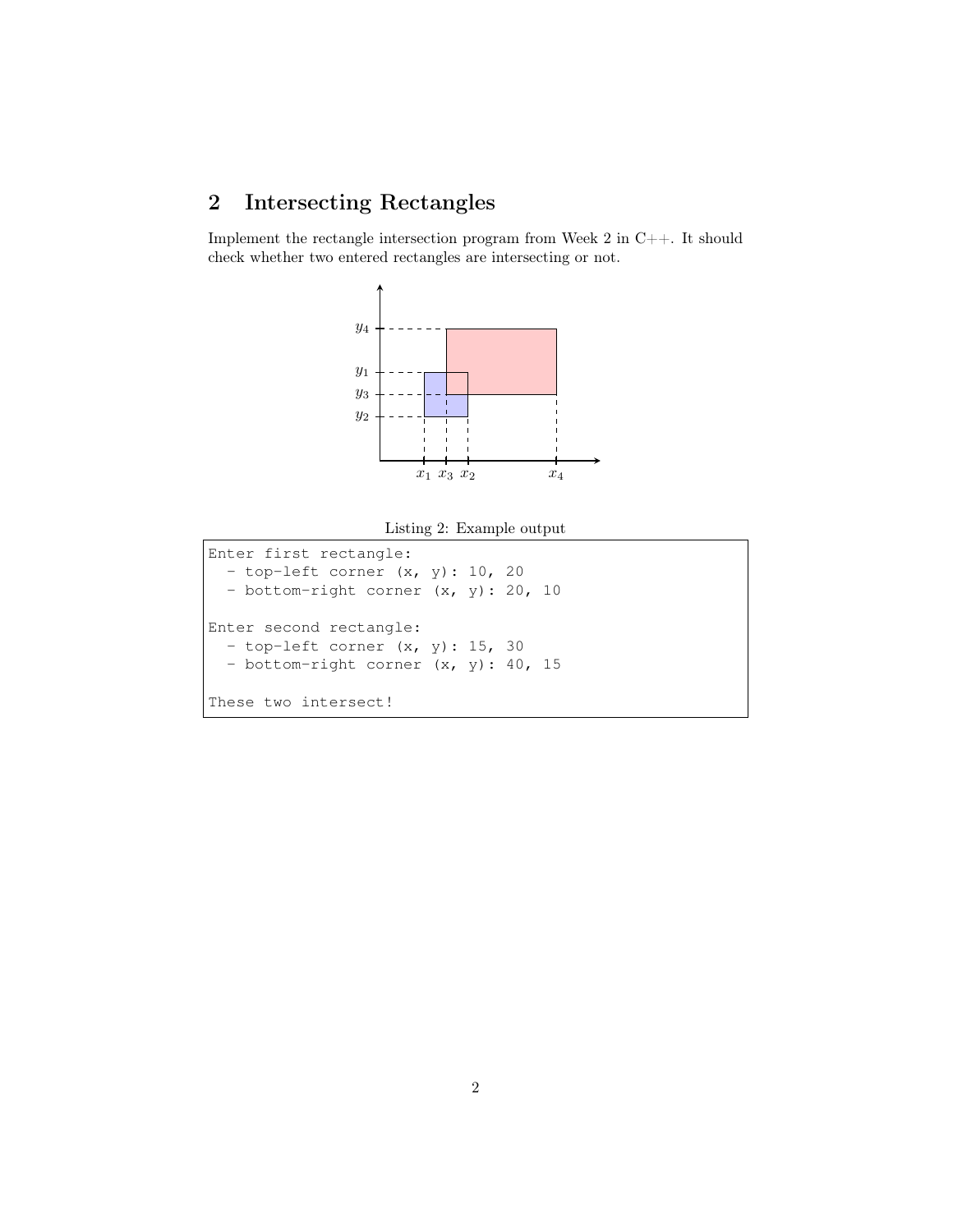## 2 Intersecting Rectangles

Implement the rectangle intersection program from Week 2 in C++. It should check whether two entered rectangles are intersecting or not.

Listing 2: Example output

```
Enter first rectangle:
  - top-left corner (x, y): 10, 20
  - bottom-right corner (x, y): 20, 10

Enter second rectangle:
  - top-left corner (x, y): 15, 30
  - bottom-right corner (x, y): 40, 15

These two intersect!
```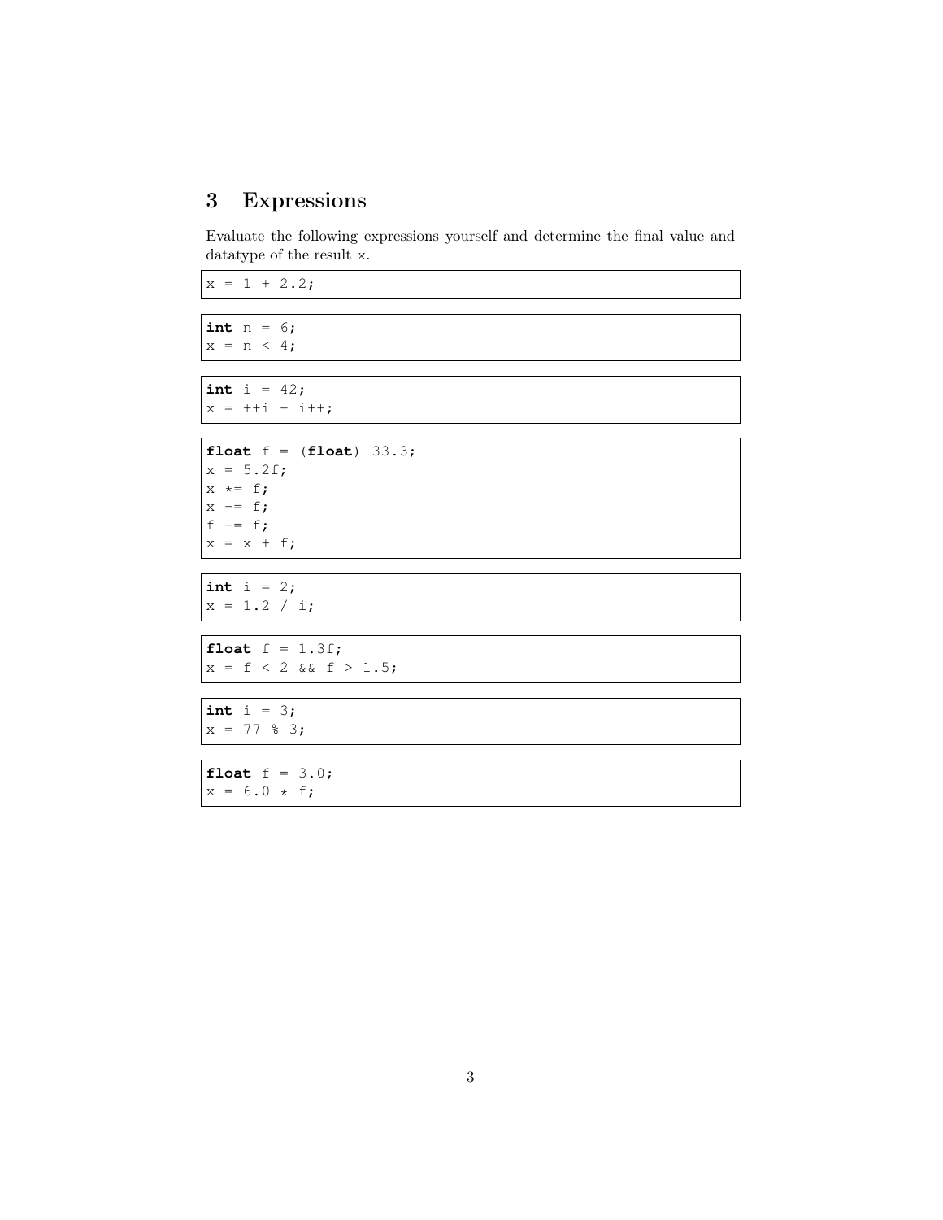## 3 Expressions

Evaluate the following expressions yourself and determine the final value and datatype of the result x.

```
x = 1 + 2.2;
```

```
int n = 6;
x = n < 4;
```

```
int i = 42;
x = ++i - i++;
```

```
float f = (float) 33.3;
x = 5.2f;
x *= f;
x -= f;
f -= f;
x = x + f;
```

```
int i = 2;
x = 1.2 / i;
```

```
float f = 1.3f;
x = f < 2 && f > 1.5;
```

```
int i = 3;
x = 77 % 3;
```

```
float f = 3.0;
x = 6.0 * f;
```